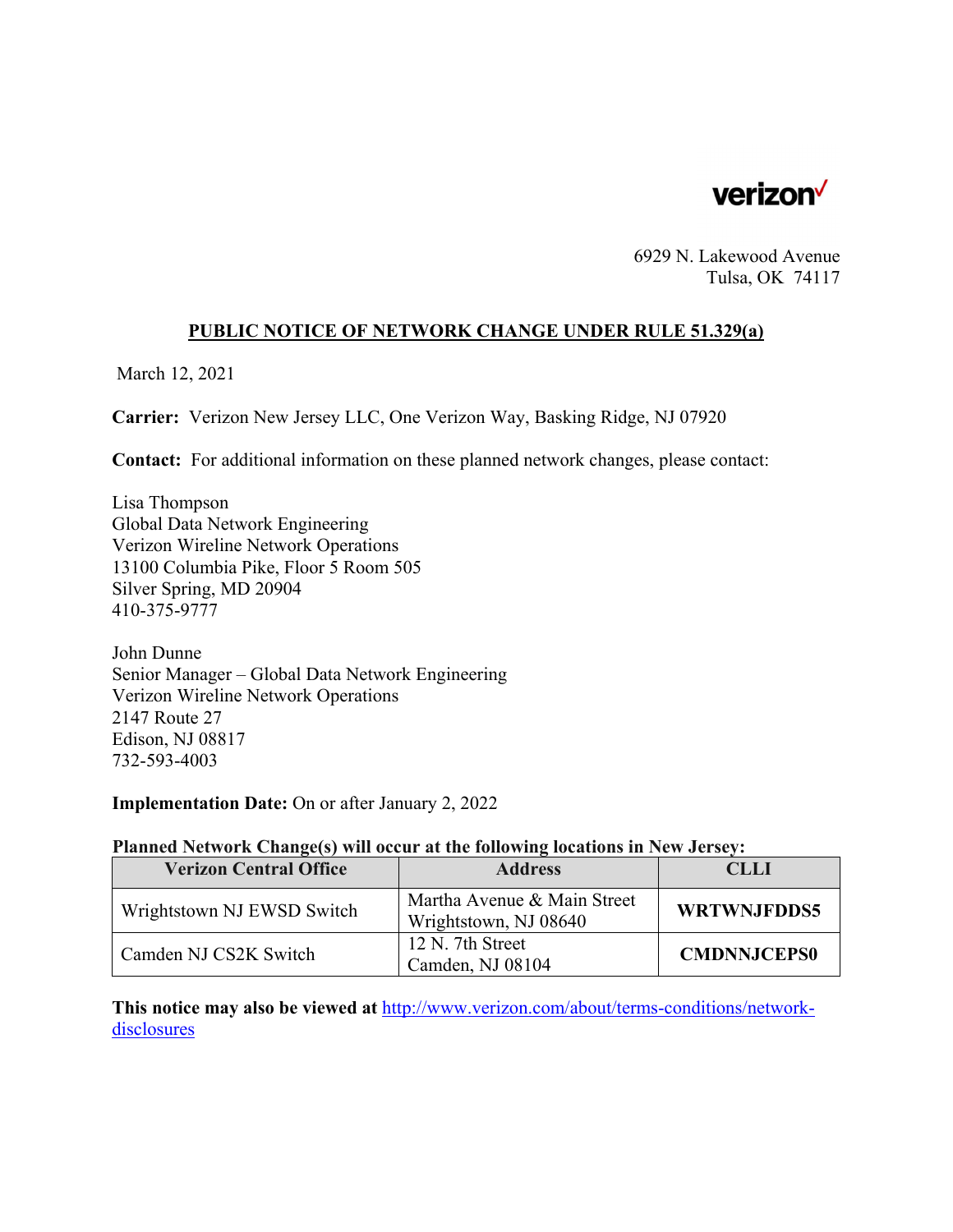verizon

6929 N. Lakewood Avenue
Tulsa, OK 74117

## PUBLIC NOTICE OF NETWORK CHANGE UNDER RULE 51.329(a)

March 12, 2021

**Carrier:** Verizon New Jersey LLC, One Verizon Way, Basking Ridge, NJ 07920

**Contact:** For additional information on these planned network changes, please contact:

Lisa Thompson
Global Data Network Engineering
Verizon Wireline Network Operations
13100 Columbia Pike, Floor 5 Room 505
Silver Spring, MD 20904
410-375-9777

John Dunne
Senior Manager – Global Data Network Engineering
Verizon Wireline Network Operations
2147 Route 27
Edison, NJ 08817
732-593-4003

**Implementation Date:** On or after January 2, 2022

**Planned Network Change(s) will occur at the following locations in New Jersey:**

| Verizon Central Office | Address | CLLI |
|---|---|---|
| Wrightstown NJ EWSD Switch | Martha Avenue & Main Street Wrightstown, NJ 08640 | **WRTWNJFDDS5** |
| Camden NJ CS2K Switch | 12 N. 7th Street Camden, NJ 08104 | **CMDNNJCEPS0** |

**This notice may also be viewed at** [http://www.verizon.com/about/terms-conditions/network-disclosures](http://www.verizon.com/about/terms-conditions/network-disclosures)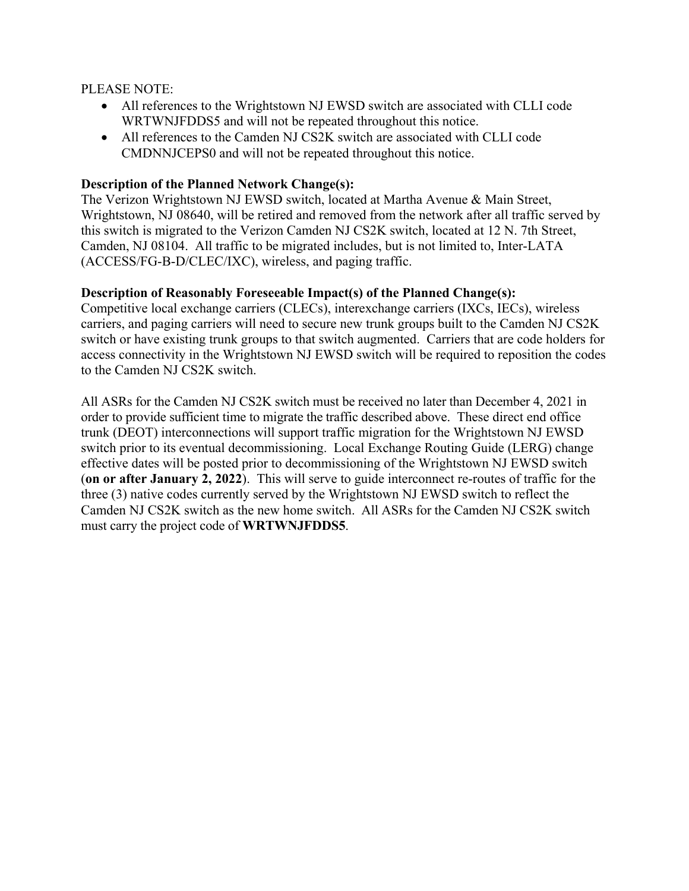PLEASE NOTE:

- All references to the Wrightstown NJ EWSD switch are associated with CLLI code WRTWNJFDDS5 and will not be repeated throughout this notice.
- All references to the Camden NJ CS2K switch are associated with CLLI code CMDNNJCEPS0 and will not be repeated throughout this notice.

**Description of the Planned Network Change(s):**

The Verizon Wrightstown NJ EWSD switch, located at Martha Avenue & Main Street, Wrightstown, NJ 08640, will be retired and removed from the network after all traffic served by this switch is migrated to the Verizon Camden NJ CS2K switch, located at 12 N. 7th Street, Camden, NJ 08104. All traffic to be migrated includes, but is not limited to, Inter-LATA (ACCESS/FG-B-D/CLEC/IXC), wireless, and paging traffic.

**Description of Reasonably Foreseeable Impact(s) of the Planned Change(s):**

Competitive local exchange carriers (CLECs), interexchange carriers (IXCs, IECs), wireless carriers, and paging carriers will need to secure new trunk groups built to the Camden NJ CS2K switch or have existing trunk groups to that switch augmented. Carriers that are code holders for access connectivity in the Wrightstown NJ EWSD switch will be required to reposition the codes to the Camden NJ CS2K switch.

All ASRs for the Camden NJ CS2K switch must be received no later than December 4, 2021 in order to provide sufficient time to migrate the traffic described above. These direct end office trunk (DEOT) interconnections will support traffic migration for the Wrightstown NJ EWSD switch prior to its eventual decommissioning. Local Exchange Routing Guide (LERG) change effective dates will be posted prior to decommissioning of the Wrightstown NJ EWSD switch (**on or after January 2, 2022**). This will serve to guide interconnect re-routes of traffic for the three (3) native codes currently served by the Wrightstown NJ EWSD switch to reflect the Camden NJ CS2K switch as the new home switch. All ASRs for the Camden NJ CS2K switch must carry the project code of **WRTWNJFDDS5**.